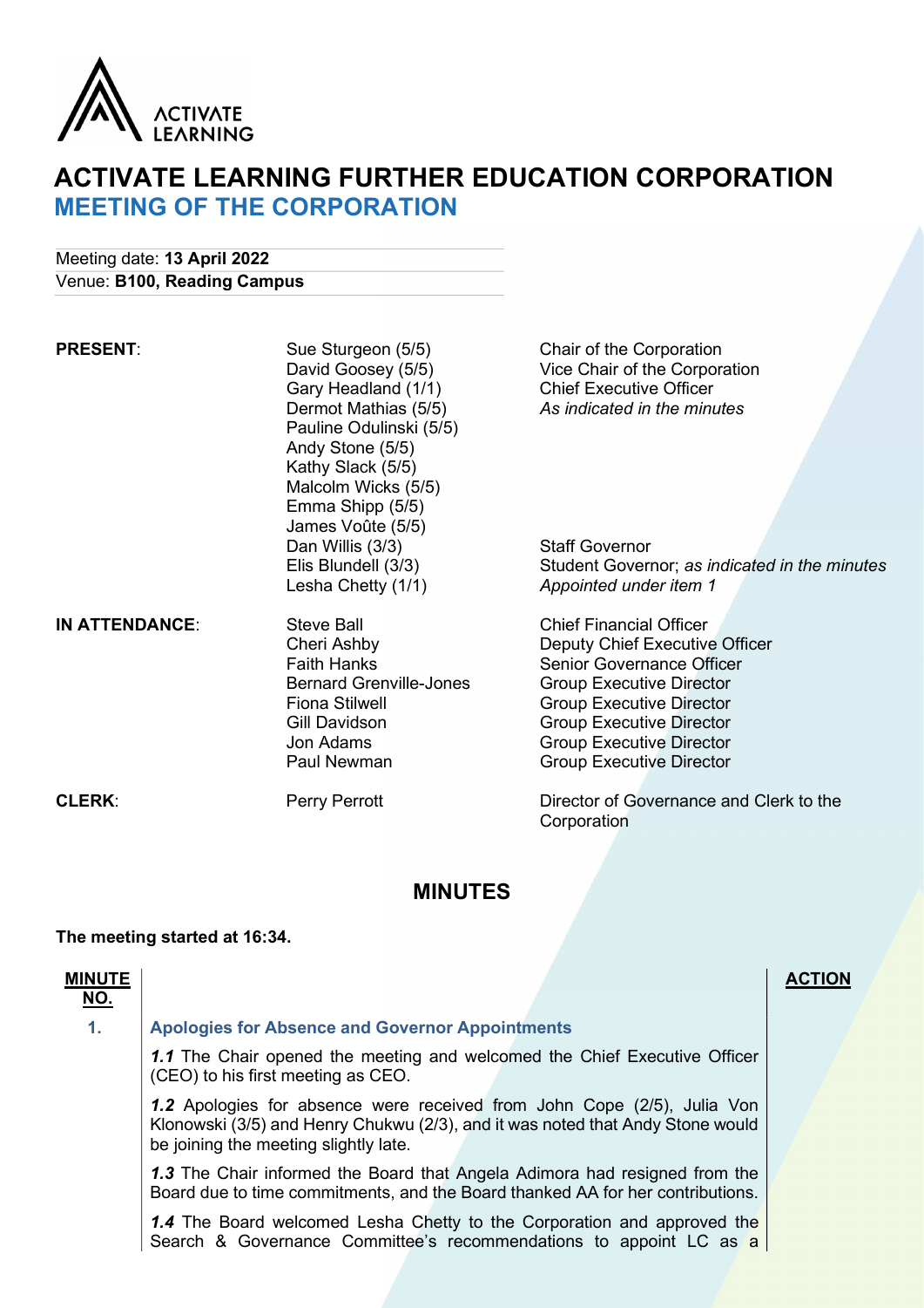ACTIVATE LEARNING

# ACTIVATE LEARNING FURTHER EDUCATION CORPORATION
## MEETING OF THE CORPORATION

Meeting date: **13 April 2022**
Venue: **B100, Reading Campus**

| | | |
|---|---|---|
| **PRESENT**: | Sue Sturgeon (5/5) | Chair of the Corporation |
| | David Goosey (5/5) | Vice Chair of the Corporation |
| | Gary Headland (1/1) | Chief Executive Officer |
| | Dermot Mathias (5/5) | *As indicated in the minutes* |
| | Pauline Odulinski (5/5) | |
| | Andy Stone (5/5) | |
| | Kathy Slack (5/5) | |
| | Malcolm Wicks (5/5) | |
| | Emma Shipp (5/5) | |
| | James Voûte (5/5) | |
| | Dan Willis (3/3) | Staff Governor |
| | Elis Blundell (3/3) | Student Governor; *as indicated in the minutes* |
| | Lesha Chetty (1/1) | *Appointed under item 1* |
| **IN ATTENDANCE**: | Steve Ball | Chief Financial Officer |
| | Cheri Ashby | Deputy Chief Executive Officer |
| | Faith Hanks | Senior Governance Officer |
| | Bernard Grenville-Jones | Group Executive Director |
| | Fiona Stilwell | Group Executive Director |
| | Gill Davidson | Group Executive Director |
| | Jon Adams | Group Executive Director |
| | Paul Newman | Group Executive Director |
| **CLERK**: | Perry Perrott | Director of Governance and Clerk to the Corporation |

## MINUTES

**The meeting started at 16:34.**

| MINUTE NO. | | ACTION |
|---|---|---|
| **1.** | **Apologies for Absence and Governor Appointments** | |
| | ***1.1*** The Chair opened the meeting and welcomed the Chief Executive Officer (CEO) to his first meeting as CEO. | |
| | ***1.2*** Apologies for absence were received from John Cope (2/5), Julia Von Klonowski (3/5) and Henry Chukwu (2/3), and it was noted that Andy Stone would be joining the meeting slightly late. | |
| | ***1.3*** The Chair informed the Board that Angela Adimora had resigned from the Board due to time commitments, and the Board thanked AA for her contributions. | |
| | ***1.4*** The Board welcomed Lesha Chetty to the Corporation and approved the Search & Governance Committee's recommendations to appoint LC as a | |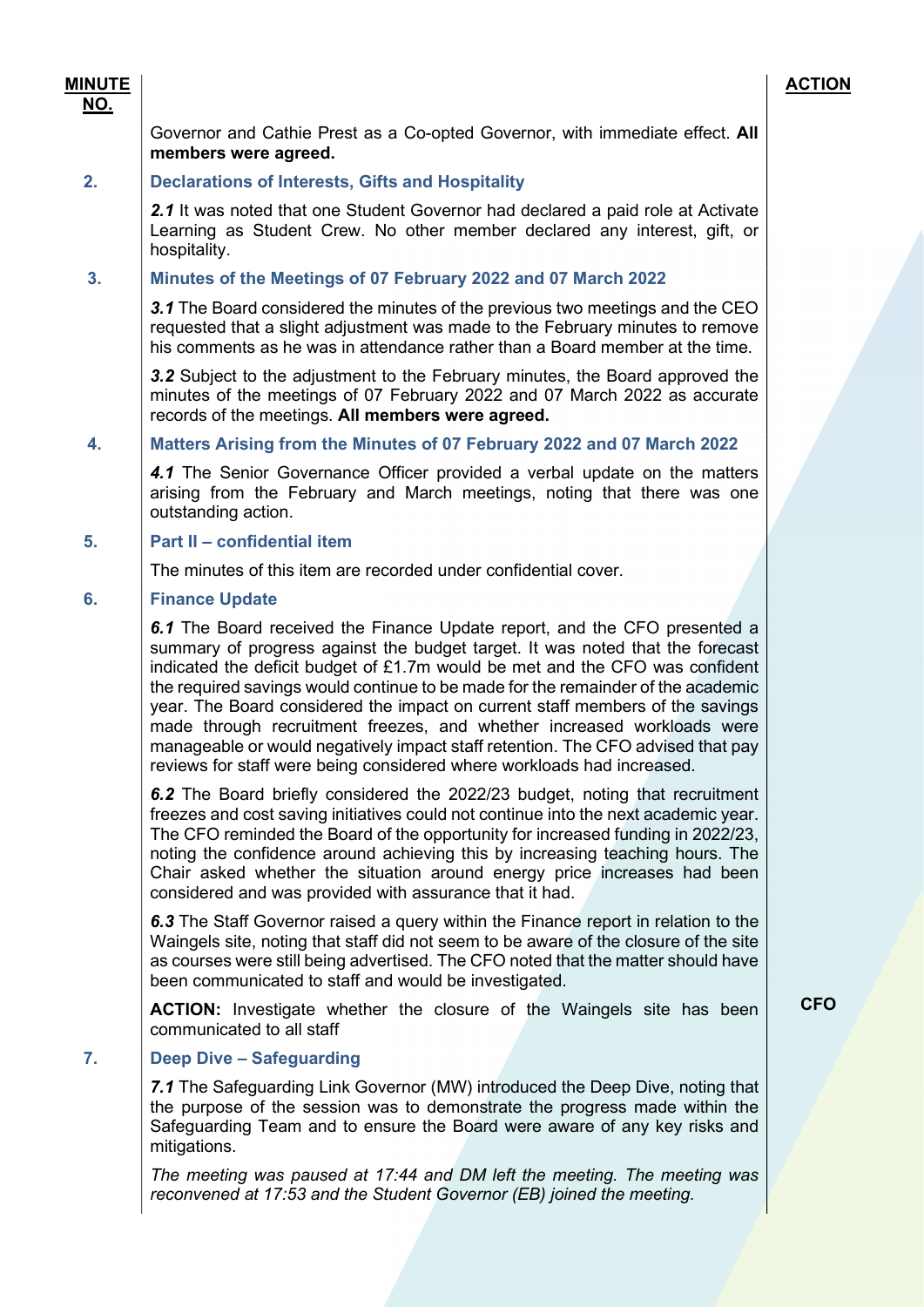| MINUTE NO. | | ACTION |
|---|---|---|
| | Governor and Cathie Prest as a Co-opted Governor, with immediate effect. **All members were agreed.** | |
| 2. | **Declarations of Interests, Gifts and Hospitality** | |
| | ***2.1*** It was noted that one Student Governor had declared a paid role at Activate Learning as Student Crew. No other member declared any interest, gift, or hospitality. | |
| 3. | **Minutes of the Meetings of 07 February 2022 and 07 March 2022** | |
| | ***3.1*** The Board considered the minutes of the previous two meetings and the CEO requested that a slight adjustment was made to the February minutes to remove his comments as he was in attendance rather than a Board member at the time. | |
| | ***3.2*** Subject to the adjustment to the February minutes, the Board approved the minutes of the meetings of 07 February 2022 and 07 March 2022 as accurate records of the meetings. **All members were agreed.** | |
| 4. | **Matters Arising from the Minutes of 07 February 2022 and 07 March 2022** | |
| | ***4.1*** The Senior Governance Officer provided a verbal update on the matters arising from the February and March meetings, noting that there was one outstanding action. | |
| 5. | **Part II – confidential item** | |
| | The minutes of this item are recorded under confidential cover. | |
| 6. | **Finance Update** | |
| | ***6.1*** The Board received the Finance Update report, and the CFO presented a summary of progress against the budget target. It was noted that the forecast indicated the deficit budget of £1.7m would be met and the CFO was confident the required savings would continue to be made for the remainder of the academic year. The Board considered the impact on current staff members of the savings made through recruitment freezes, and whether increased workloads were manageable or would negatively impact staff retention. The CFO advised that pay reviews for staff were being considered where workloads had increased. | |
| | ***6.2*** The Board briefly considered the 2022/23 budget, noting that recruitment freezes and cost saving initiatives could not continue into the next academic year. The CFO reminded the Board of the opportunity for increased funding in 2022/23, noting the confidence around achieving this by increasing teaching hours. The Chair asked whether the situation around energy price increases had been considered and was provided with assurance that it had. | |
| | ***6.3*** The Staff Governor raised a query within the Finance report in relation to the Waingels site, noting that staff did not seem to be aware of the closure of the site as courses were still being advertised. The CFO noted that the matter should have been communicated to staff and would be investigated. | |
| | **ACTION:** Investigate whether the closure of the Waingels site has been communicated to all staff | **CFO** |
| 7. | **Deep Dive – Safeguarding** | |
| | ***7.1*** The Safeguarding Link Governor (MW) introduced the Deep Dive, noting that the purpose of the session was to demonstrate the progress made within the Safeguarding Team and to ensure the Board were aware of any key risks and mitigations. | |
| | *The meeting was paused at 17:44 and DM left the meeting. The meeting was reconvened at 17:53 and the Student Governor (EB) joined the meeting.* | |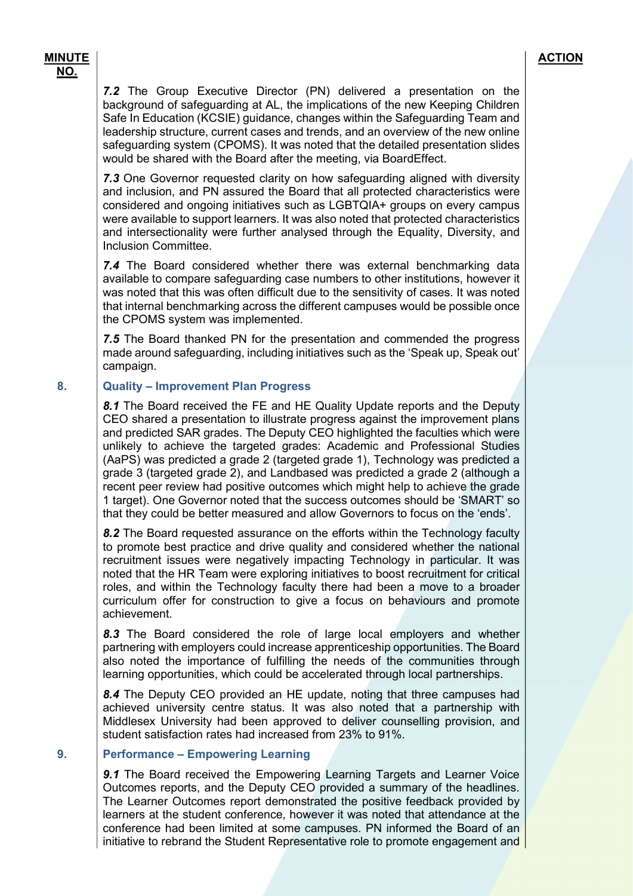| MINUTE NO. | | ACTION |
|---|---|---|
| | ***7.2*** The Group Executive Director (PN) delivered a presentation on the background of safeguarding at AL, the implications of the new Keeping Children Safe In Education (KCSIE) guidance, changes within the Safeguarding Team and leadership structure, current cases and trends, and an overview of the new online safeguarding system (CPOMS). It was noted that the detailed presentation slides would be shared with the Board after the meeting, via BoardEffect. | |
| | ***7.3*** One Governor requested clarity on how safeguarding aligned with diversity and inclusion, and PN assured the Board that all protected characteristics were considered and ongoing initiatives such as LGBTQIA+ groups on every campus were available to support learners. It was also noted that protected characteristics and intersectionality were further analysed through the Equality, Diversity, and Inclusion Committee. | |
| | ***7.4*** The Board considered whether there was external benchmarking data available to compare safeguarding case numbers to other institutions, however it was noted that this was often difficult due to the sensitivity of cases. It was noted that internal benchmarking across the different campuses would be possible once the CPOMS system was implemented. | |
| | ***7.5*** The Board thanked PN for the presentation and commended the progress made around safeguarding, including initiatives such as the 'Speak up, Speak out' campaign. | |
| **8.** | **Quality – Improvement Plan Progress** | |
| | ***8.1*** The Board received the FE and HE Quality Update reports and the Deputy CEO shared a presentation to illustrate progress against the improvement plans and predicted SAR grades. The Deputy CEO highlighted the faculties which were unlikely to achieve the targeted grades: Academic and Professional Studies (AaPS) was predicted a grade 2 (targeted grade 1), Technology was predicted a grade 3 (targeted grade 2), and Landbased was predicted a grade 2 (although a recent peer review had positive outcomes which might help to achieve the grade 1 target). One Governor noted that the success outcomes should be 'SMART' so that they could be better measured and allow Governors to focus on the 'ends'. | |
| | ***8.2*** The Board requested assurance on the efforts within the Technology faculty to promote best practice and drive quality and considered whether the national recruitment issues were negatively impacting Technology in particular. It was noted that the HR Team were exploring initiatives to boost recruitment for critical roles, and within the Technology faculty there had been a move to a broader curriculum offer for construction to give a focus on behaviours and promote achievement. | |
| | ***8.3*** The Board considered the role of large local employers and whether partnering with employers could increase apprenticeship opportunities. The Board also noted the importance of fulfilling the needs of the communities through learning opportunities, which could be accelerated through local partnerships. | |
| | ***8.4*** The Deputy CEO provided an HE update, noting that three campuses had achieved university centre status. It was also noted that a partnership with Middlesex University had been approved to deliver counselling provision, and student satisfaction rates had increased from 23% to 91%. | |
| **9.** | **Performance – Empowering Learning** | |
| | ***9.1*** The Board received the Empowering Learning Targets and Learner Voice Outcomes reports, and the Deputy CEO provided a summary of the headlines. The Learner Outcomes report demonstrated the positive feedback provided by learners at the student conference, however it was noted that attendance at the conference had been limited at some campuses. PN informed the Board of an initiative to rebrand the Student Representative role to promote engagement and | |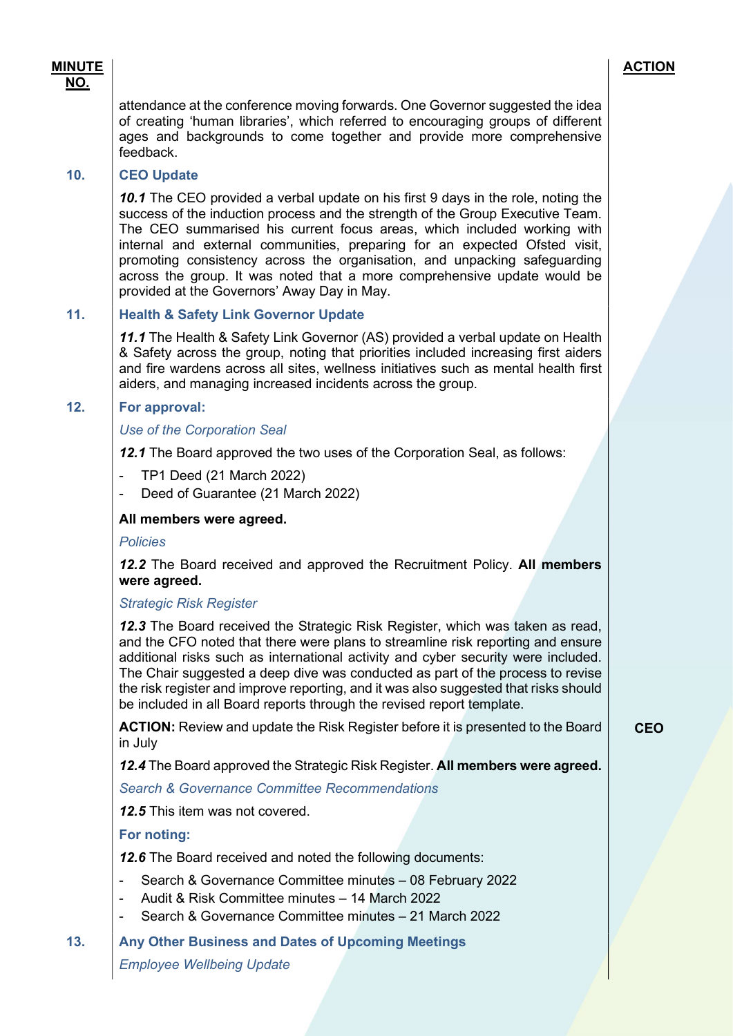| MINUTE NO. | | ACTION |
|---|---|---|
| | attendance at the conference moving forwards. One Governor suggested the idea of creating 'human libraries', which referred to encouraging groups of different ages and backgrounds to come together and provide more comprehensive feedback. | |
| 10. | **CEO Update** | |
| | ***10.1*** The CEO provided a verbal update on his first 9 days in the role, noting the success of the induction process and the strength of the Group Executive Team. The CEO summarised his current focus areas, which included working with internal and external communities, preparing for an expected Ofsted visit, promoting consistency across the organisation, and unpacking safeguarding across the group. It was noted that a more comprehensive update would be provided at the Governors' Away Day in May. | |
| 11. | **Health & Safety Link Governor Update** | |
| | ***11.1*** The Health & Safety Link Governor (AS) provided a verbal update on Health & Safety across the group, noting that priorities included increasing first aiders and fire wardens across all sites, wellness initiatives such as mental health first aiders, and managing increased incidents across the group. | |
| 12. | **For approval:** | |
| | *Use of the Corporation Seal* | |
| | ***12.1*** The Board approved the two uses of the Corporation Seal, as follows:<br>- TP1 Deed (21 March 2022)<br>- Deed of Guarantee (21 March 2022) | |
| | **All members were agreed.** | |
| | *Policies* | |
| | ***12.2*** The Board received and approved the Recruitment Policy. **All members were agreed.** | |
| | *Strategic Risk Register* | |
| | ***12.3*** The Board received the Strategic Risk Register, which was taken as read, and the CFO noted that there were plans to streamline risk reporting and ensure additional risks such as international activity and cyber security were included. The Chair suggested a deep dive was conducted as part of the process to revise the risk register and improve reporting, and it was also suggested that risks should be included in all Board reports through the revised report template. | |
| | **ACTION:** Review and update the Risk Register before it is presented to the Board in July | **CEO** |
| | ***12.4*** The Board approved the Strategic Risk Register. **All members were agreed.** | |
| | *Search & Governance Committee Recommendations* | |
| | ***12.5*** This item was not covered. | |
| | **For noting:** | |
| | ***12.6*** The Board received and noted the following documents:<br>- Search & Governance Committee minutes – 08 February 2022<br>- Audit & Risk Committee minutes – 14 March 2022<br>- Search & Governance Committee minutes – 21 March 2022 | |
| 13. | **Any Other Business and Dates of Upcoming Meetings** | |
| | *Employee Wellbeing Update* | |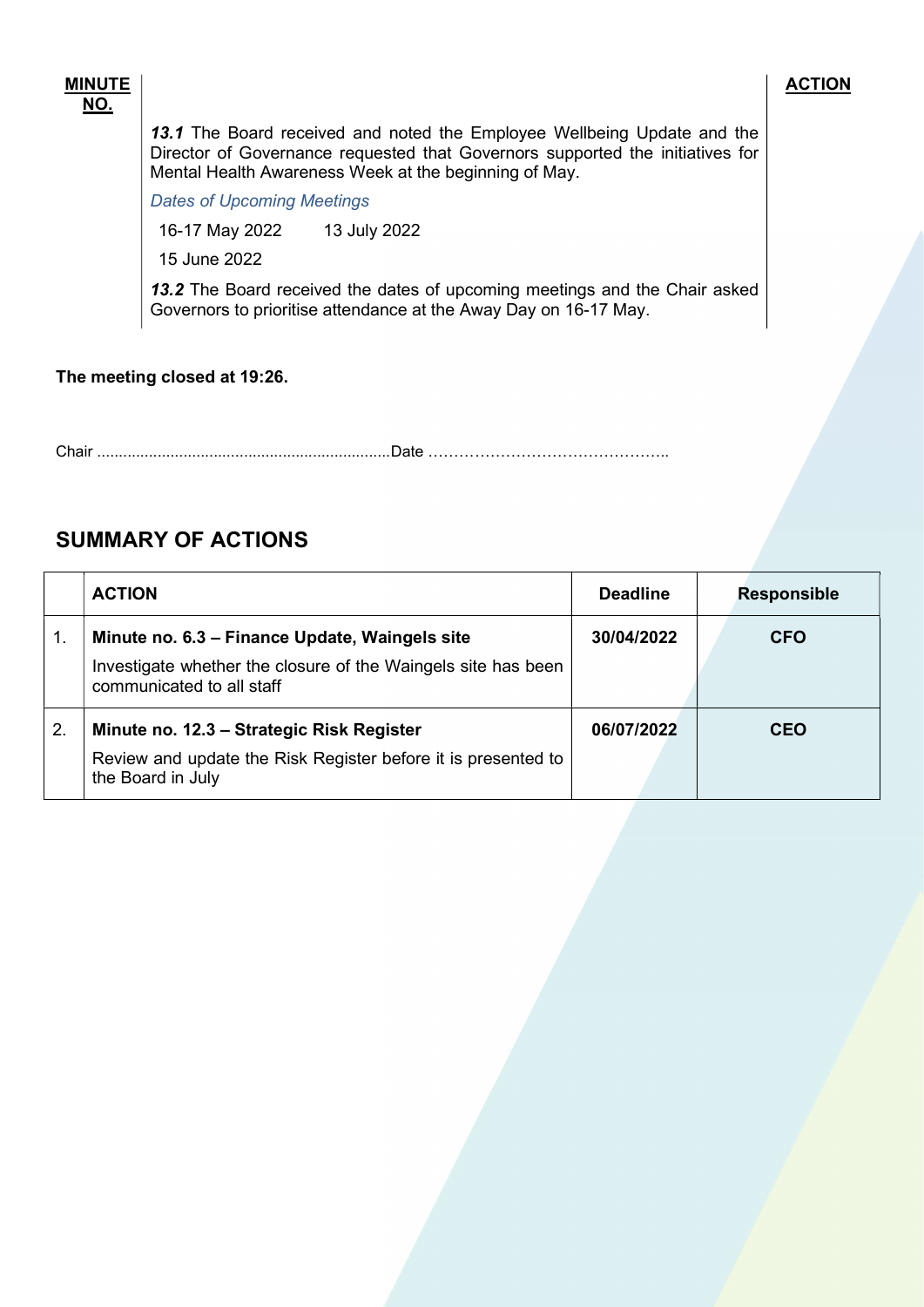| MINUTE NO. | | ACTION |
|---|---|---|
| | ***13.1*** The Board received and noted the Employee Wellbeing Update and the Director of Governance requested that Governors supported the initiatives for Mental Health Awareness Week at the beginning of May. | |
| | *Dates of Upcoming Meetings* | |
| | 16-17 May 2022    13 July 2022 | |
| | 15 June 2022 | |
| | ***13.2*** The Board received the dates of upcoming meetings and the Chair asked Governors to prioritise attendance at the Away Day on 16-17 May. | |

**The meeting closed at 19:26.**

Chair ....................................................................Date ………………………………………..

## SUMMARY OF ACTIONS

| | ACTION | Deadline | Responsible |
|---|---|---|---|
| 1. | **Minute no. 6.3 – Finance Update, Waingels site**<br>Investigate whether the closure of the Waingels site has been communicated to all staff | **30/04/2022** | **CFO** |
| 2. | **Minute no. 12.3 – Strategic Risk Register**<br>Review and update the Risk Register before it is presented to the Board in July | **06/07/2022** | **CEO** |